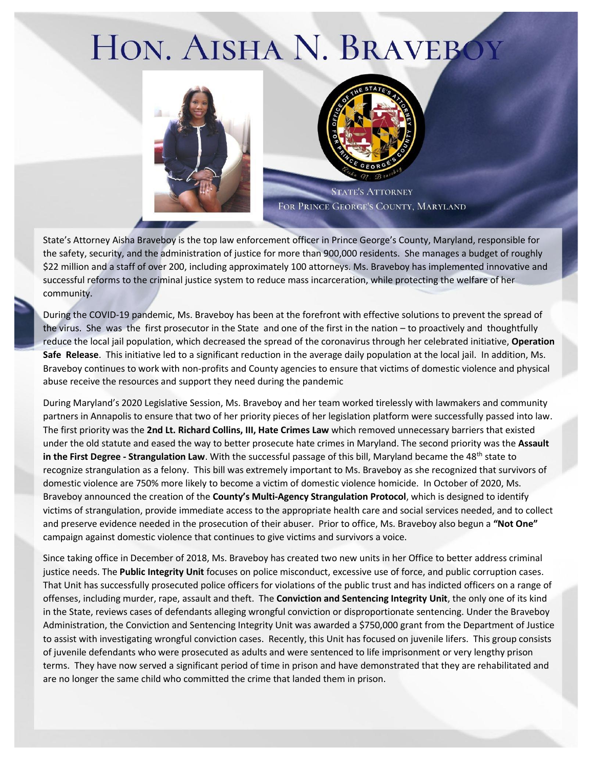# Hon. Aisha N. Braveboy

State's Attorney
For Prince George's County, Maryland

State's Attorney Aisha Braveboy is the top law enforcement officer in Prince George's County, Maryland, responsible for the safety, security, and the administration of justice for more than 900,000 residents. She manages a budget of roughly $22 million and a staff of over 200, including approximately 100 attorneys. Ms. Braveboy has implemented innovative and successful reforms to the criminal justice system to reduce mass incarceration, while protecting the welfare of her community.

During the COVID-19 pandemic, Ms. Braveboy has been at the forefront with effective solutions to prevent the spread of the virus. She was the first prosecutor in the State and one of the first in the nation – to proactively and thoughtfully reduce the local jail population, which decreased the spread of the coronavirus through her celebrated initiative, **Operation Safe Release**. This initiative led to a significant reduction in the average daily population at the local jail. In addition, Ms. Braveboy continues to work with non-profits and County agencies to ensure that victims of domestic violence and physical abuse receive the resources and support they need during the pandemic

During Maryland's 2020 Legislative Session, Ms. Braveboy and her team worked tirelessly with lawmakers and community partners in Annapolis to ensure that two of her priority pieces of her legislation platform were successfully passed into law. The first priority was the **2nd Lt. Richard Collins, III, Hate Crimes Law** which removed unnecessary barriers that existed under the old statute and eased the way to better prosecute hate crimes in Maryland. The second priority was the **Assault in the First Degree - Strangulation Law**. With the successful passage of this bill, Maryland became the 48th state to recognize strangulation as a felony. This bill was extremely important to Ms. Braveboy as she recognized that survivors of domestic violence are 750% more likely to become a victim of domestic violence homicide. In October of 2020, Ms. Braveboy announced the creation of the **County's Multi-Agency Strangulation Protocol**, which is designed to identify victims of strangulation, provide immediate access to the appropriate health care and social services needed, and to collect and preserve evidence needed in the prosecution of their abuser. Prior to office, Ms. Braveboy also begun a **"Not One"** campaign against domestic violence that continues to give victims and survivors a voice.

Since taking office in December of 2018, Ms. Braveboy has created two new units in her Office to better address criminal justice needs. The **Public Integrity Unit** focuses on police misconduct, excessive use of force, and public corruption cases. That Unit has successfully prosecuted police officers for violations of the public trust and has indicted officers on a range of offenses, including murder, rape, assault and theft. The **Conviction and Sentencing Integrity Unit**, the only one of its kind in the State, reviews cases of defendants alleging wrongful conviction or disproportionate sentencing. Under the Braveboy Administration, the Conviction and Sentencing Integrity Unit was awarded a $750,000 grant from the Department of Justice to assist with investigating wrongful conviction cases. Recently, this Unit has focused on juvenile lifers. This group consists of juvenile defendants who were prosecuted as adults and were sentenced to life imprisonment or very lengthy prison terms. They have now served a significant period of time in prison and have demonstrated that they are rehabilitated and are no longer the same child who committed the crime that landed them in prison.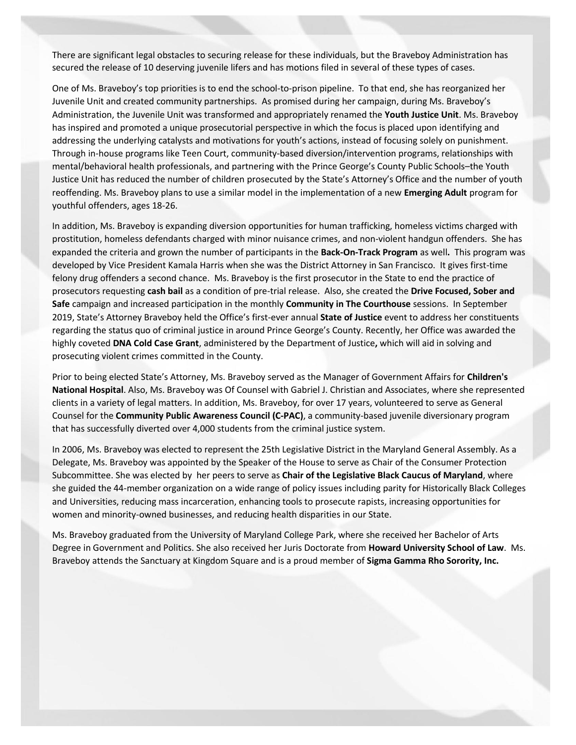There are significant legal obstacles to securing release for these individuals, but the Braveboy Administration has secured the release of 10 deserving juvenile lifers and has motions filed in several of these types of cases.

One of Ms. Braveboy's top priorities is to end the school-to-prison pipeline. To that end, she has reorganized her Juvenile Unit and created community partnerships. As promised during her campaign, during Ms. Braveboy's Administration, the Juvenile Unit was transformed and appropriately renamed the **Youth Justice Unit**. Ms. Braveboy has inspired and promoted a unique prosecutorial perspective in which the focus is placed upon identifying and addressing the underlying catalysts and motivations for youth's actions, instead of focusing solely on punishment. Through in-house programs like Teen Court, community-based diversion/intervention programs, relationships with mental/behavioral health professionals, and partnering with the Prince George's County Public Schools–the Youth Justice Unit has reduced the number of children prosecuted by the State's Attorney's Office and the number of youth reoffending. Ms. Braveboy plans to use a similar model in the implementation of a new **Emerging Adult** program for youthful offenders, ages 18-26.

In addition, Ms. Braveboy is expanding diversion opportunities for human trafficking, homeless victims charged with prostitution, homeless defendants charged with minor nuisance crimes, and non-violent handgun offenders. She has expanded the criteria and grown the number of participants in the **Back-On-Track Program** as well**.** This program was developed by Vice President Kamala Harris when she was the District Attorney in San Francisco. It gives first-time felony drug offenders a second chance. Ms. Braveboy is the first prosecutor in the State to end the practice of prosecutors requesting **cash bail** as a condition of pre-trial release. Also, she created the **Drive Focused, Sober and Safe** campaign and increased participation in the monthly **Community in The Courthouse** sessions. In September 2019, State's Attorney Braveboy held the Office's first-ever annual **State of Justice** event to address her constituents regarding the status quo of criminal justice in around Prince George's County. Recently, her Office was awarded the highly coveted **DNA Cold Case Grant**, administered by the Department of Justice**,** which will aid in solving and prosecuting violent crimes committed in the County.

Prior to being elected State's Attorney, Ms. Braveboy served as the Manager of Government Affairs for **Children's National Hospital**. Also, Ms. Braveboy was Of Counsel with Gabriel J. Christian and Associates, where she represented clients in a variety of legal matters. In addition, Ms. Braveboy, for over 17 years, volunteered to serve as General Counsel for the **Community Public Awareness Council (C-PAC)**, a community-based juvenile diversionary program that has successfully diverted over 4,000 students from the criminal justice system.

In 2006, Ms. Braveboy was elected to represent the 25th Legislative District in the Maryland General Assembly. As a Delegate, Ms. Braveboy was appointed by the Speaker of the House to serve as Chair of the Consumer Protection Subcommittee. She was elected by her peers to serve as **Chair of the Legislative Black Caucus of Maryland**, where she guided the 44-member organization on a wide range of policy issues including parity for Historically Black Colleges and Universities, reducing mass incarceration, enhancing tools to prosecute rapists, increasing opportunities for women and minority-owned businesses, and reducing health disparities in our State.

Ms. Braveboy graduated from the University of Maryland College Park, where she received her Bachelor of Arts Degree in Government and Politics. She also received her Juris Doctorate from **Howard University School of Law**. Ms. Braveboy attends the Sanctuary at Kingdom Square and is a proud member of **Sigma Gamma Rho Sorority, Inc.**